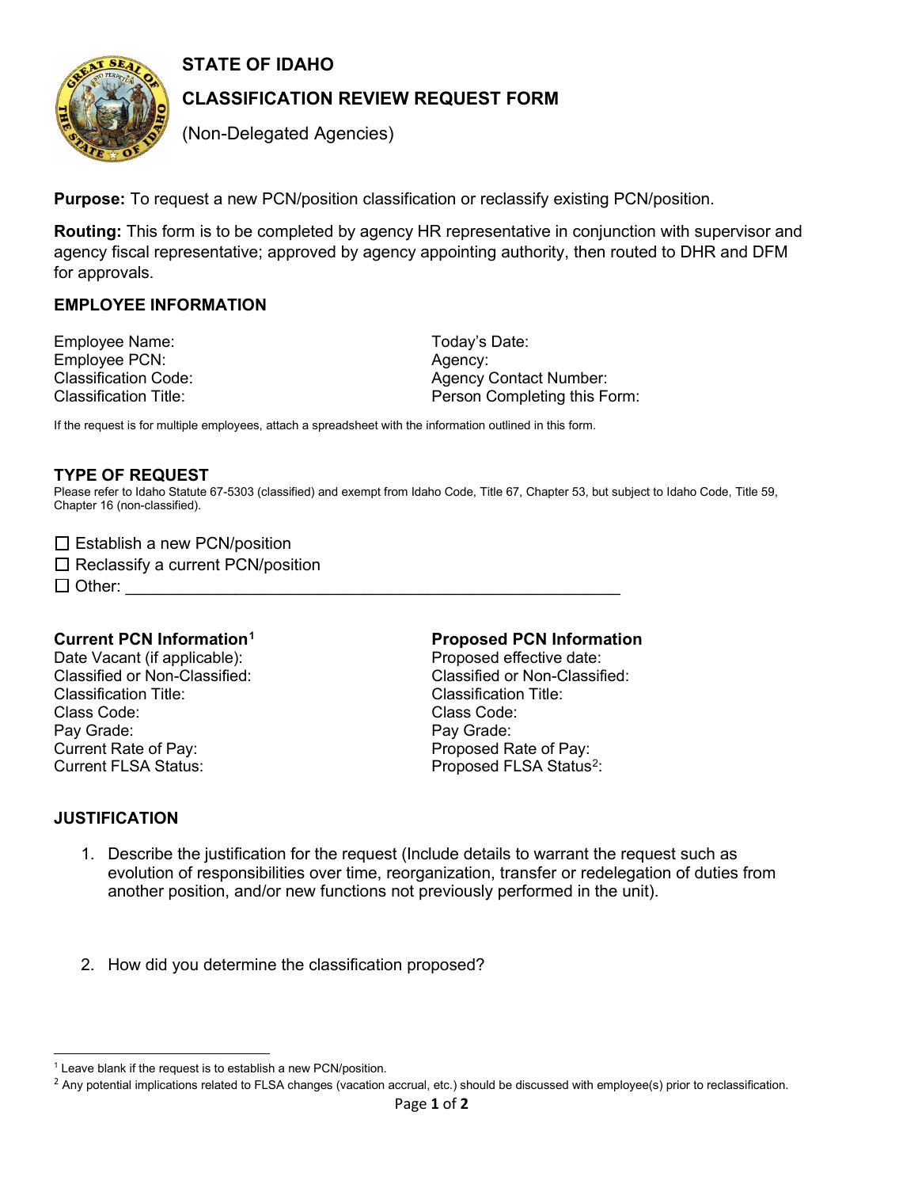# STATE OF IDAHO

## CLASSIFICATION REVIEW REQUEST FORM

(Non-Delegated Agencies)

**Purpose:** To request a new PCN/position classification or reclassify existing PCN/position.

**Routing:** This form is to be completed by agency HR representative in conjunction with supervisor and agency fiscal representative; approved by agency appointing authority, then routed to DHR and DFM for approvals.

### EMPLOYEE INFORMATION

Employee Name:
Employee PCN:
Classification Code:
Classification Title:

Today's Date:
Agency:
Agency Contact Number:
Person Completing this Form:

If the request is for multiple employees, attach a spreadsheet with the information outlined in this form.

### TYPE OF REQUEST

Please refer to Idaho Statute 67-5303 (classified) and exempt from Idaho Code, Title 67, Chapter 53, but subject to Idaho Code, Title 59, Chapter 16 (non-classified).

☐ Establish a new PCN/position
☐ Reclassify a current PCN/position
☐ Other: ________________________________________________________

**Current PCN Information**[1]
Date Vacant (if applicable):
Classified or Non-Classified:
Classification Title:
Class Code:
Pay Grade:
Current Rate of Pay:
Current FLSA Status:

**Proposed PCN Information**
Proposed effective date:
Classified or Non-Classified:
Classification Title:
Class Code:
Pay Grade:
Proposed Rate of Pay:
Proposed FLSA Status[2]:

### JUSTIFICATION

1. Describe the justification for the request (Include details to warrant the request such as evolution of responsibilities over time, reorganization, transfer or redelegation of duties from another position, and/or new functions not previously performed in the unit).

2. How did you determine the classification proposed?

---

[1] Leave blank if the request is to establish a new PCN/position.
[2] Any potential implications related to FLSA changes (vacation accrual, etc.) should be discussed with employee(s) prior to reclassification.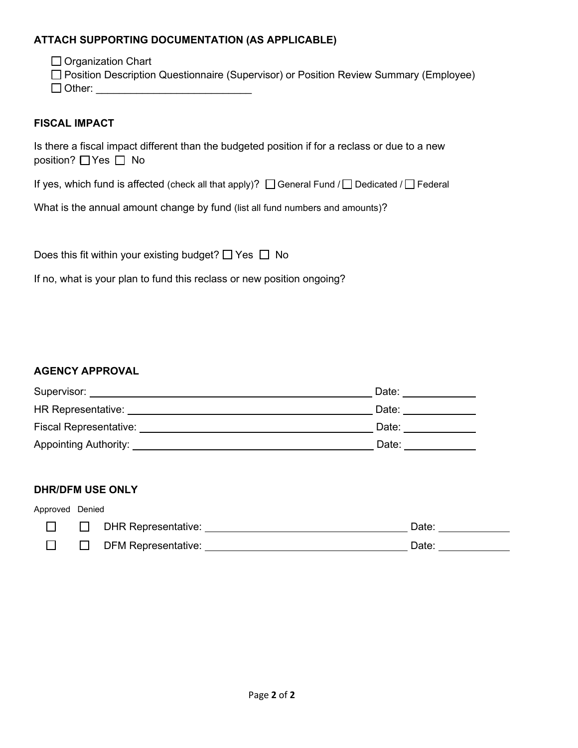### ATTACH SUPPORTING DOCUMENTATION (AS APPLICABLE)

☐ Organization Chart
☐ Position Description Questionnaire (Supervisor) or Position Review Summary (Employee)
☐ Other: ___________________________

### FISCAL IMPACT

Is there a fiscal impact different than the budgeted position if for a reclass or due to a new position? ☐ Yes ☐ No

If yes, which fund is affected (check all that apply)? ☐ General Fund / ☐ Dedicated / ☐ Federal

What is the annual amount change by fund (list all fund numbers and amounts)?

Does this fit within your existing budget? ☐ Yes ☐ No

If no, what is your plan to fund this reclass or new position ongoing?

### AGENCY APPROVAL

Supervisor: ______________________________________________ Date: ____________

HR Representative: _________________________________________ Date: ____________

Fiscal Representative: _______________________________________ Date: ____________

Appointing Authority: ________________________________________ Date: ____________

### DHR/DFM USE ONLY

| Approved | Denied | | |
|---|---|---|---|
| ☐ | ☐ | DHR Representative: ________________________________ | Date: ____________ |
| ☐ | ☐ | DFM Representative: ________________________________ | Date: ____________ |